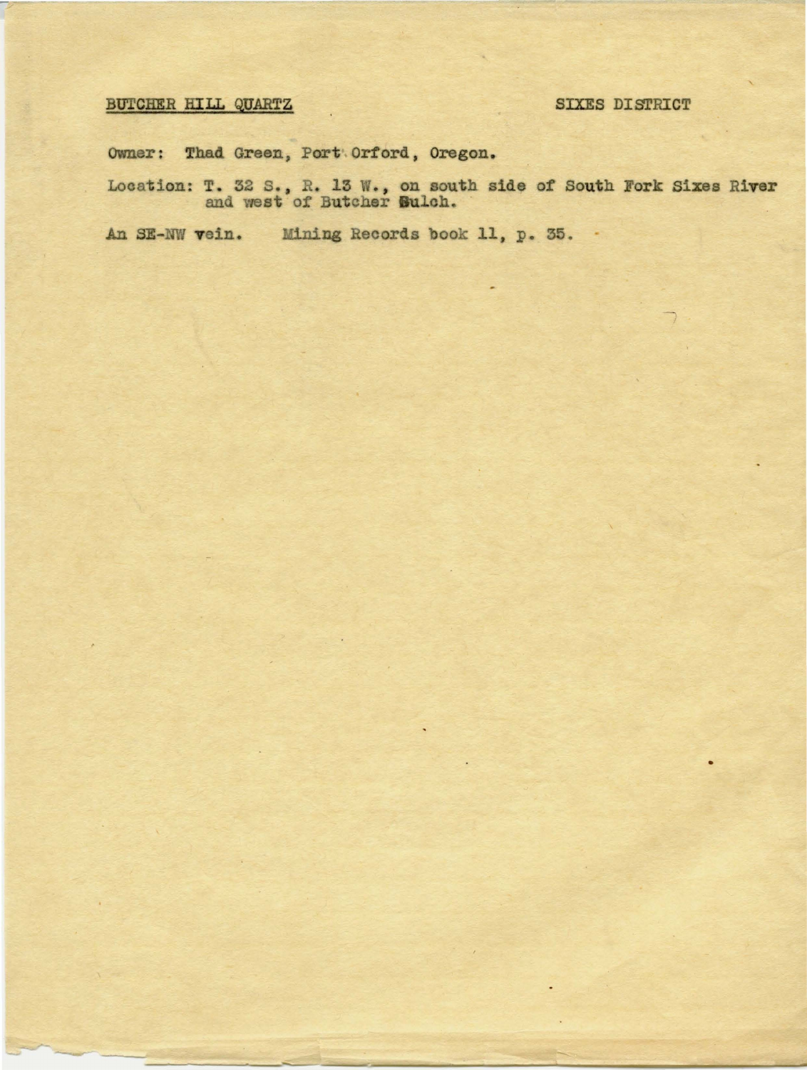BUTCHER HILL QUARTZ SIXES DISTRICT

Owner: Thad Green, Port Orford, Oregon.

Location: T. 32 S., R. 13 W., on south side of South Fork Sixes River and west of Butcher Gulch.

An SE-NW vein. Mining Records book 11, p. 35.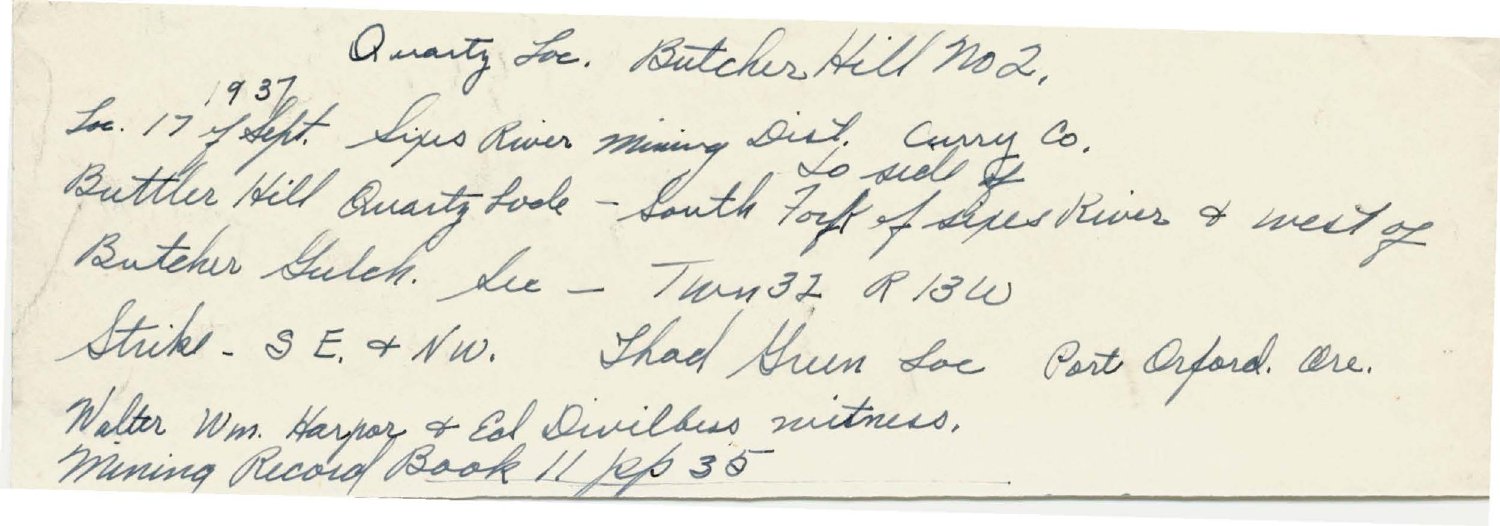Quartz Loc. Butcher Hill No 2.

Loc. 17 of Sept. 1937 Sixes River mining Dist. Curry Co.

Butcher Hill Quartz lode - South Fork of Sixes River & west of Butcher Gulch. Sec - Twn 32 R 13W (So side of)

Strike - S E. & N W. Thad Green Loc Port Orford. Ore.

Walter Wm. Harper & Ed Divilbiss witness.

Mining Record Book 11 pp 35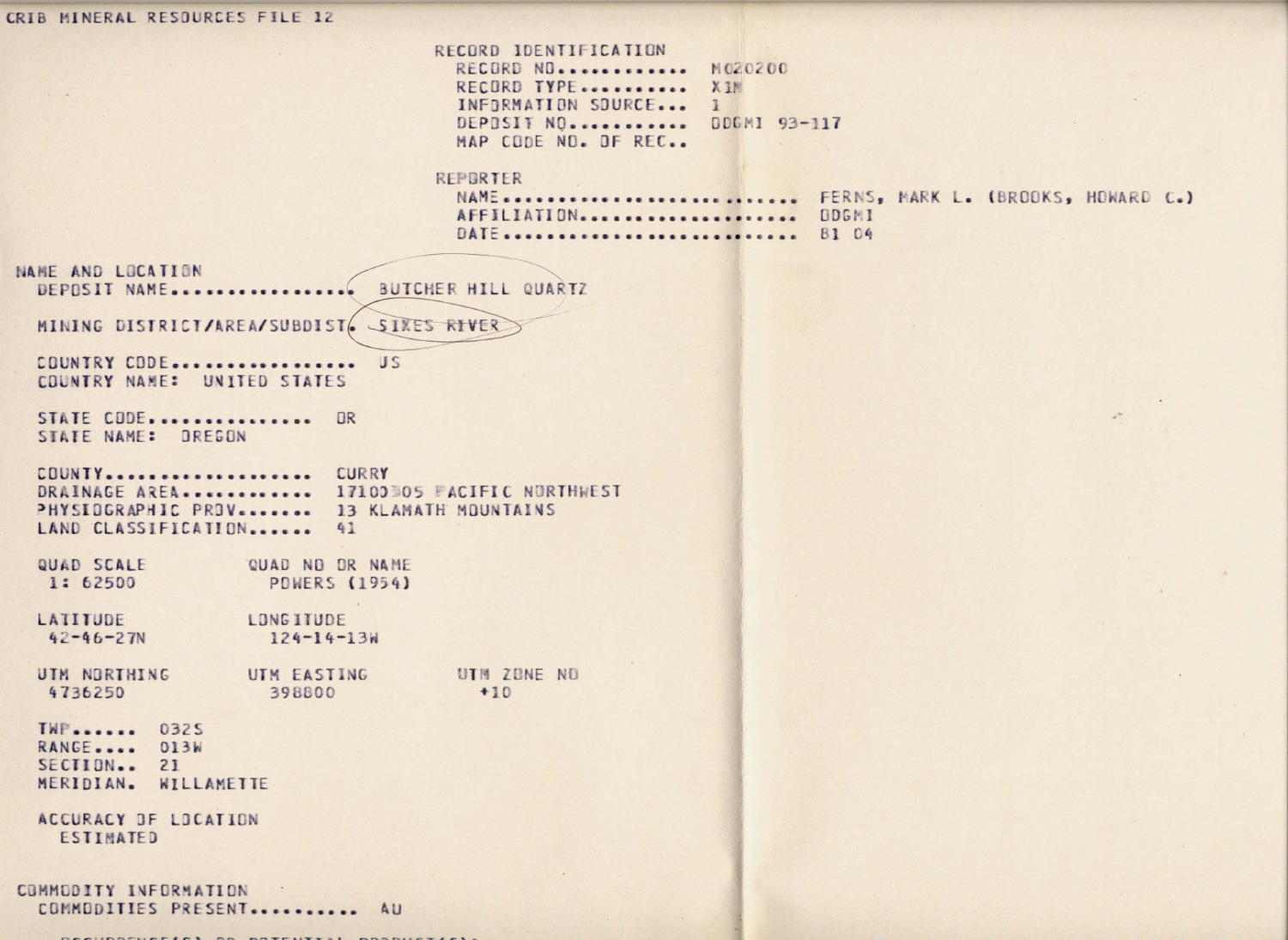CRIB MINERAL RESOURCES FILE 12

RECORD IDENTIFICATION
  RECORD NO............ M020200
  RECORD TYPE.......... X1M
  INFORMATION SOURCE... 1
  DEPOSIT NO........... DOGMI 93-117
  MAP CODE NO. OF REC..

REPORTER
  NAME........................ FERNS, MARK L. (BROOKS, HOWARD C.)
  AFFILIATION................. DOGMI
  DATE........................ 81 04

NAME AND LOCATION
  DEPOSIT NAME................ BUTCHER HILL QUARTZ

  MINING DISTRICT/AREA/SUBDIST. SIXES RIVER

  COUNTRY CODE................ US
  COUNTRY NAME: UNITED STATES

  STATE CODE.............. OR
  STATE NAME: OREGON

  COUNTY.................. CURRY
  DRAINAGE AREA........... 17100305 PACIFIC NORTHWEST
  PHYSIOGRAPHIC PROV...... 13 KLAMATH MOUNTAINS
  LAND CLASSIFICATION..... 41

| QUAD SCALE | QUAD NO OR NAME |
|---|---|
| 1: 62500 | POWERS (1954) |

| LATITUDE | LONGITUDE |
|---|---|
| 42-46-27N | 124-14-13W |

| UTM NORTHING | UTM EASTING | UTM ZONE NO |
|---|---|---|
| 4736250 | 398800 | +10 |

  TWP...... 032S
  RANGE.... 013W
  SECTION.. 21
  MERIDIAN. WILLAMETTE

  ACCURACY OF LOCATION
    ESTIMATED

COMMODITY INFORMATION
  COMMODITIES PRESENT.......... AU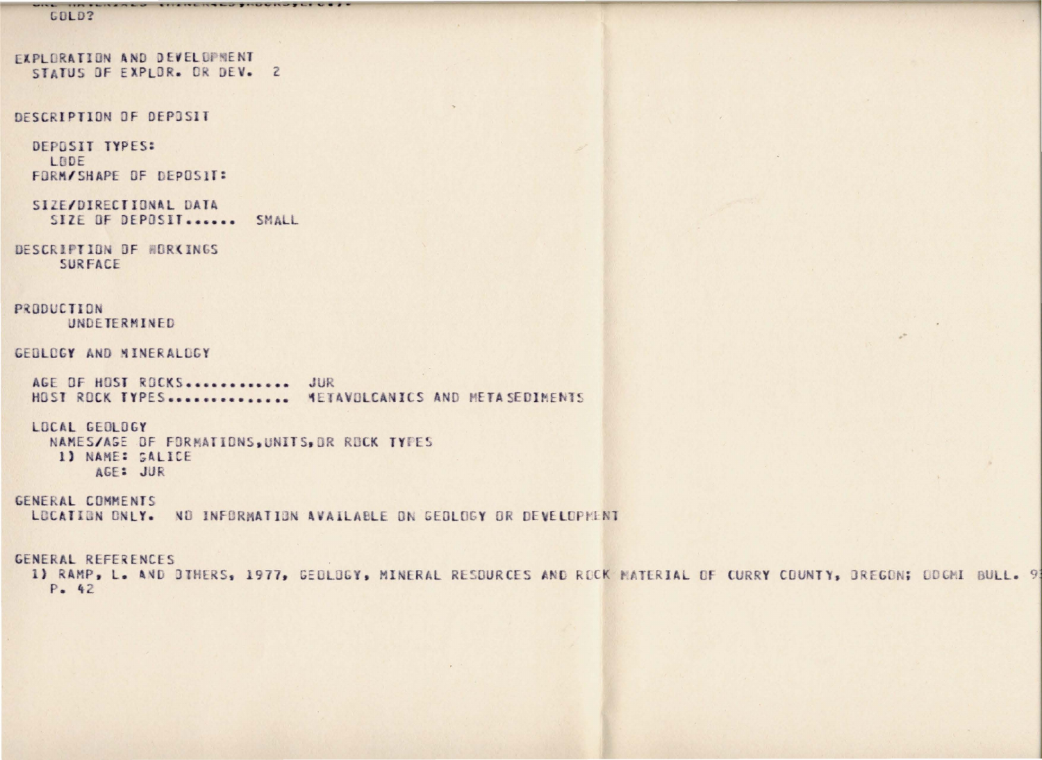GOLD?

EXPLORATION AND DEVELOPMENT
STATUS OF EXPLOR. OR DEV. 2

DESCRIPTION OF DEPOSIT

DEPOSIT TYPES:
LODE
FORM/SHAPE OF DEPOSIT:

SIZE/DIRECTIONAL DATA
SIZE OF DEPOSIT...... SMALL

DESCRIPTION OF WORKINGS
SURFACE

PRODUCTION
UNDETERMINED

GEOLOGY AND MINERALOGY

AGE OF HOST ROCKS............ JUR
HOST ROCK TYPES............. METAVOLCANICS AND META SEDIMENTS

LOCAL GEOLOGY
NAMES/AGE OF FORMATIONS,UNITS,OR ROCK TYPES
1) NAME: GALICE
AGE: JUR

GENERAL COMMENTS
LOCATION ONLY. NO INFORMATION AVAILABLE ON GEOLOGY OR DEVELOPMENT

GENERAL REFERENCES
1) RAMP, L. AND OTHERS, 1977, GEOLOGY, MINERAL RESOURCES AND ROCK MATERIAL OF CURRY COUNTY, OREGON; ODGMI BULL. 9
P. 42